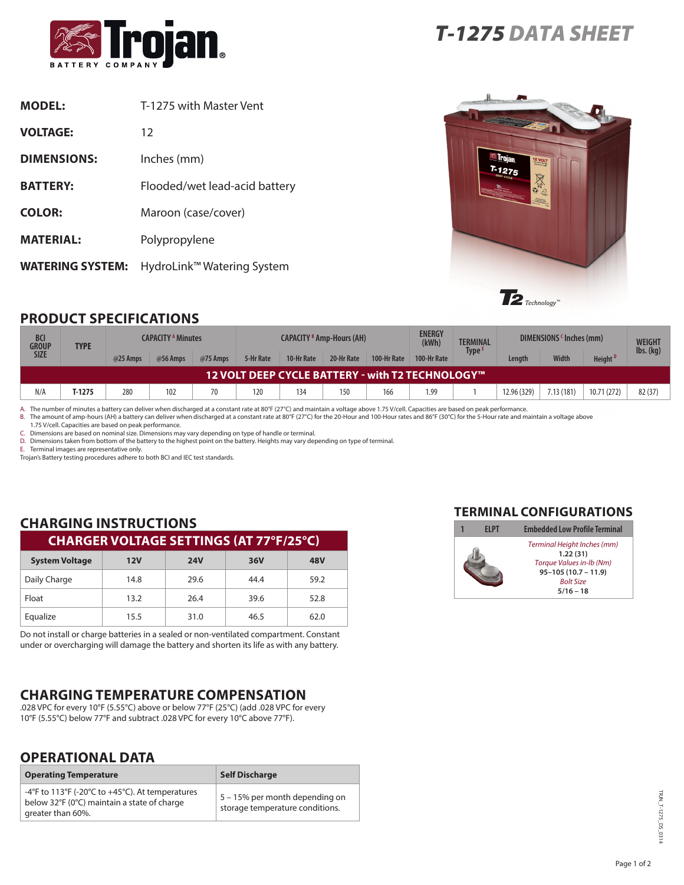# T-1275 DATA SHEET

**MODEL:** T-1275 with Master Vent

**VOLTAGE:** 12

**DIMENSIONS:** Inches (mm)

**BATTERY:** Flooded/wet lead-acid battery

**COLOR:** Maroon (case/cover)

**MATERIAL:** Polypropylene

**WATERING SYSTEM:** HydroLink™ Watering System

## PRODUCT SPECIFICATIONS

| BCI GROUP SIZE | TYPE | CAPACITY [A] Minutes | | | CAPACITY [B] Amp-Hours (AH) | | | | ENERGY (kWh) | TERMINAL Type [E] | DIMENSIONS [C] Inches (mm) | | | WEIGHT lbs. (kg) |
|---|---|---|---|---|---|---|---|---|---|---|---|---|---|---|
| | | @25 Amps | @56 Amps | @75 Amps | 5-Hr Rate | 10-Hr Rate | 20-Hr Rate | 100-Hr Rate | 100-Hr Rate | | Length | Width | Height [D] | |
| **12 VOLT DEEP CYCLE BATTERY - with T2 TECHNOLOGY™** | | | | | | | | | | | | | | |
| N/A | T-1275 | 280 | 102 | 70 | 120 | 134 | 150 | 166 | 1.99 | 1 | 12.96 (329) | 7.13 (181) | 10.71 (272) | 82 (37) |

A. The number of minutes a battery can deliver when discharged at a constant rate at 80°F (27°C) and maintain a voltage above 1.75 V/cell. Capacities are based on peak performance.
B. The amount of amp-hours (AH) a battery can deliver when discharged at a constant rate at 80°F (27°C) for the 20-Hour and 100-Hour rates and 86°F (30°C) for the 5-Hour rate and maintain a voltage above 1.75 V/cell. Capacities are based on peak performance.
C. Dimensions are based on nominal size. Dimensions may vary depending on type of handle or terminal.
D. Dimensions taken from bottom of the battery to the highest point on the battery. Heights may vary depending on type of terminal.
E. Terminal images are representative only.
Trojan's Battery testing procedures adhere to both BCI and IEC test standards.

## CHARGING INSTRUCTIONS

| CHARGER VOLTAGE SETTINGS (AT 77°F/25°C) | | | | |
|---|---|---|---|---|
| **System Voltage** | **12V** | **24V** | **36V** | **48V** |
| Daily Charge | 14.8 | 29.6 | 44.4 | 59.2 |
| Float | 13.2 | 26.4 | 39.6 | 52.8 |
| Equalize | 15.5 | 31.0 | 46.5 | 62.0 |

Do not install or charge batteries in a sealed or non-ventilated compartment. Constant under or overcharging will damage the battery and shorten its life as with any battery.

## TERMINAL CONFIGURATIONS

| 1 | ELPT | Embedded Low Profile Terminal |
|---|---|---|
| | | *Terminal Height Inches (mm)* 1.22 (31) *Torque Values in-lb (Nm)* 95–105 (10.7 – 11.9) *Bolt Size* 5/16 – 18 |

## CHARGING TEMPERATURE COMPENSATION

.028 VPC for every 10°F (5.55°C) above or below 77°F (25°C) (add .028 VPC for every 10°F (5.55°C) below 77°F and subtract .028 VPC for every 10°C above 77°F).

## OPERATIONAL DATA

| Operating Temperature | Self Discharge |
|---|---|
| -4°F to 113°F (-20°C to +45°C). At temperatures below 32°F (0°C) maintain a state of charge greater than 60%. | 5 – 15% per month depending on storage temperature conditions. |

TRJN_T-1275_DS_0314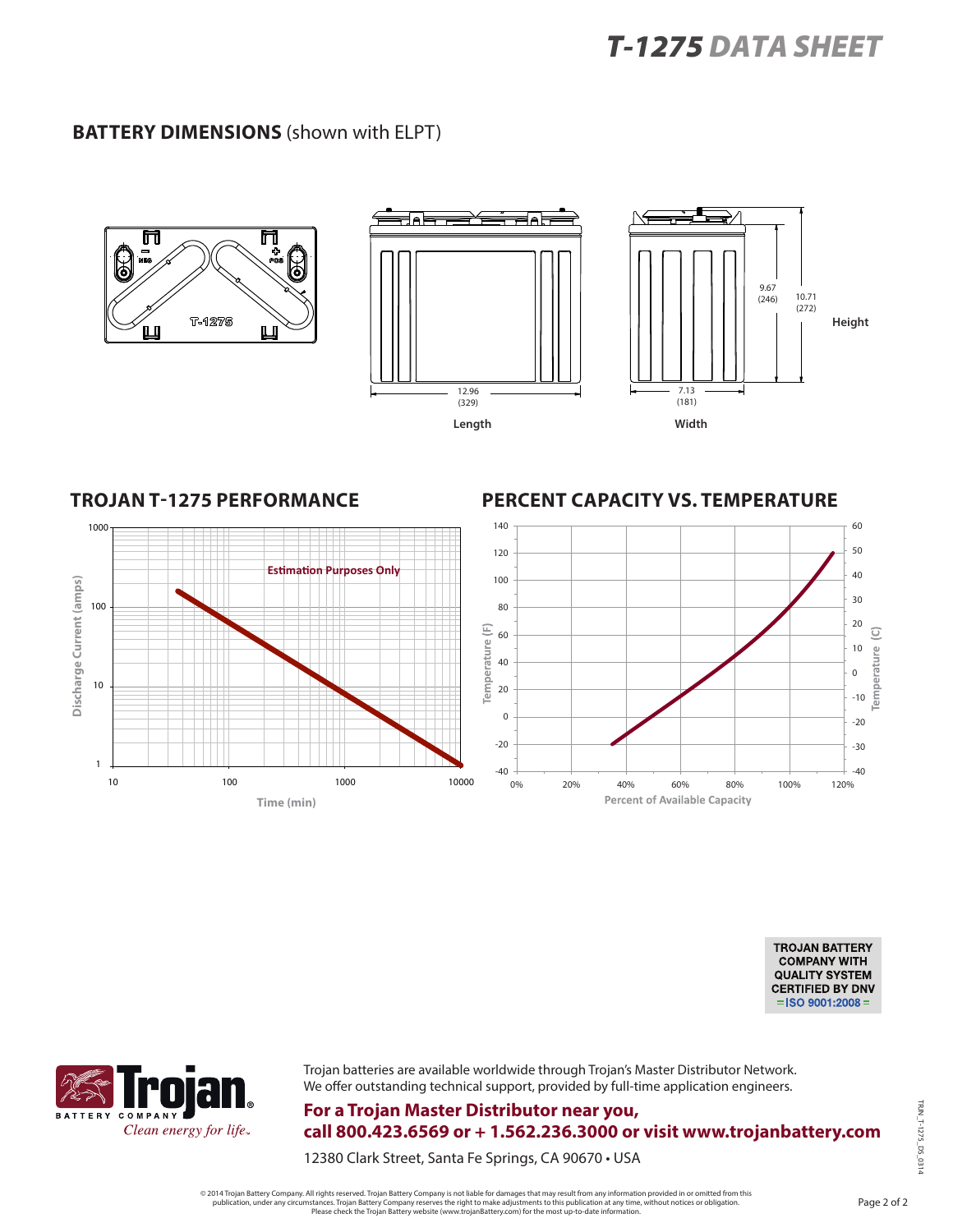# T-1275 DATA SHEET

## BATTERY DIMENSIONS (shown with ELPT)

NEG
POS
T-1275

12.96
(329)
Length

7.13
(181)
Width

9.67
(246)
10.71
(272)
Height

## TROJAN T-1275 PERFORMANCE

Estimation Purposes Only

Discharge Current (amps)
1000
100
10
1

Time (min)
10
100
1000
10000

## PERCENT CAPACITY VS. TEMPERATURE

Temperature (F)
140
120
100
80
60
40
20
0
-20
-40

Temperature (C)
60
50
40
30
20
10
0
-10
-20
-30
-40

Percent of Available Capacity
0%
20%
40%
60%
80%
100%
120%

TROJAN BATTERY COMPANY WITH QUALITY SYSTEM CERTIFIED BY DNV
= ISO 9001:2008 =

Trojan BATTERY COMPANY
*Clean energy for life.*

Trojan batteries are available worldwide through Trojan's Master Distributor Network.
We offer outstanding technical support, provided by full-time application engineers.

**For a Trojan Master Distributor near you,**
**call 800.423.6569 or + 1.562.236.3000 or visit www.trojanbattery.com**

12380 Clark Street, Santa Fe Springs, CA 90670 • USA

TRJN_T-1275_DS_0314

© 2014 Trojan Battery Company. All rights reserved. Trojan Battery Company is not liable for damages that may result from any information provided in or omitted from this publication, under any circumstances. Trojan Battery Company reserves the right to make adjustments to this publication at any time, without notices or obligation. Please check the Trojan Battery website (www.trojanBattery.com) for the most up-to-date information.